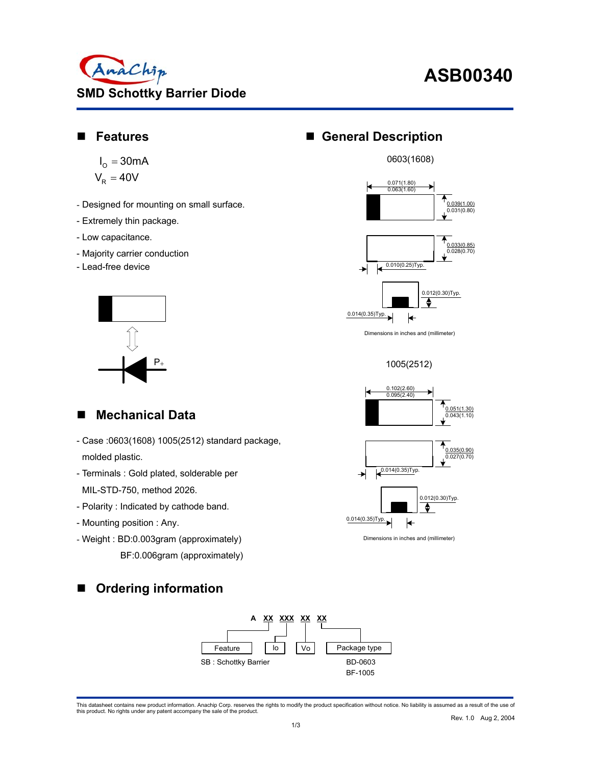# ASB00340

## SMD Schottky Barrier Diode

## Features

$I_O = 30mA$

$V_R = 40V$

- Designed for mounting on small surface.
- Extremely thin package.
- Low capacitance.
- Majority carrier conduction
- Lead-free device

P+

## General Description

0603(1608)

0.071(1.80)
0.063(1.60)

0.039(1.00)
0.031(0.80)

0.033(0.85)
0.028(0.70)

0.010(0.25)Typ.

0.012(0.30)Typ.

0.014(0.35)Typ.

Dimensions in inches and (millimeter)

1005(2512)

0.102(2.60)
0.095(2.40)

0.051(1.30)
0.043(1.10)

0.035(0.90)
0.027(0.70)

0.014(0.35)Typ.

0.012(0.30)Typ.

0.014(0.35)Typ.

Dimensions in inches and (millimeter)

## Mechanical Data

- Case :0603(1608) 1005(2512) standard package, molded plastic.
- Terminals : Gold plated, solderable per MIL-STD-750, method 2026.
- Polarity : Indicated by cathode band.
- Mounting position : Any.
- Weight : BD:0.003gram (approximately)
  BF:0.006gram (approximately)

## Ordering information

A XX XXX XX XX

Feature | Io | Vo | Package type

SB : Schottky Barrier

BD-0603
BF-1005

This datasheet contains new product information. Anachip Corp. reserves the rights to modify the product specification without notice. No liability is assumed as a result of the use of this product. No rights under any patent accompany the sale of the product.

Rev. 1.0 Aug 2, 2004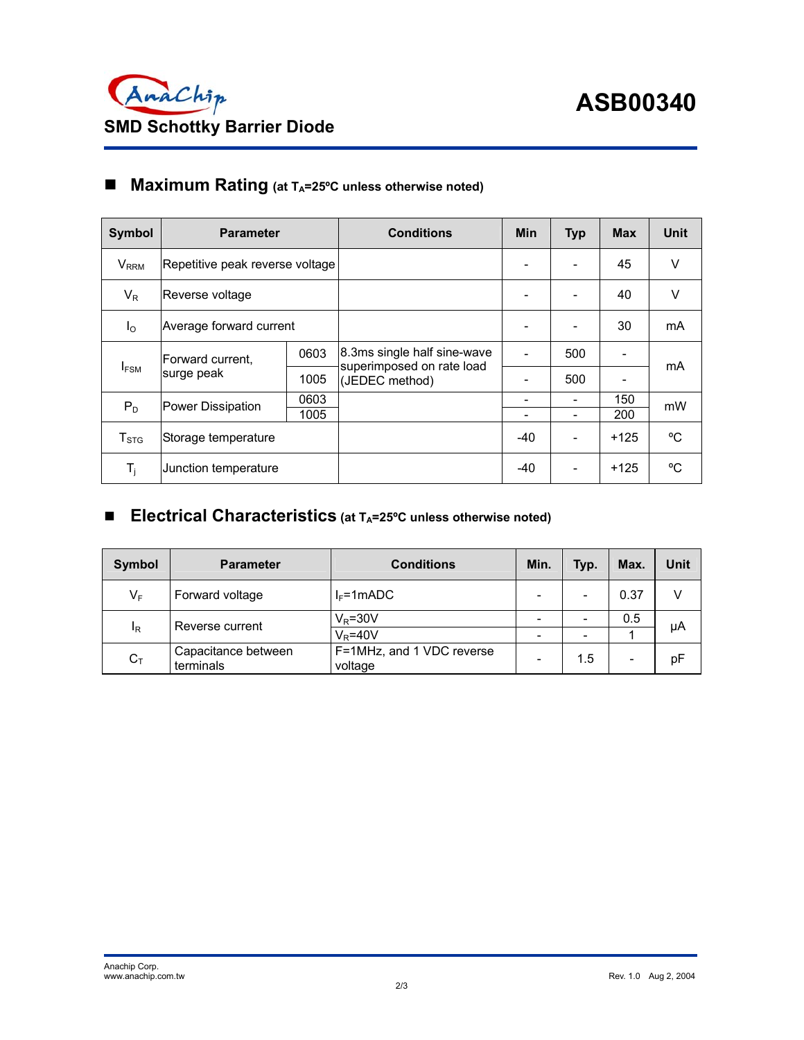# ASB00340

## SMD Schottky Barrier Diode

### ■ Maximum Rating (at $T_A$=25ºC unless otherwise noted)

| Symbol | Parameter | | Conditions | Min | Typ | Max | Unit |
|---|---|---|---|---|---|---|---|
| $V_{RRM}$ | Repetitive peak reverse voltage | | | - | - | 45 | V |
| $V_R$ | Reverse voltage | | | - | - | 40 | V |
| $I_O$ | Average forward current | | | - | - | 30 | mA |
| $I_{FSM}$ | Forward current, surge peak | 0603 | 8.3ms single half sine-wave superimposed on rate load (JEDEC method) | - | 500 | - | mA |
| | | 1005 | | - | 500 | - | |
| $P_D$ | Power Dissipation | 0603 | | - | - | 150 | mW |
| | | 1005 | | - | - | 200 | |
| $T_{STG}$ | Storage temperature | | | -40 | - | +125 | ºC |
| $T_j$ | Junction temperature | | | -40 | - | +125 | ºC |

### ■ Electrical Characteristics (at $T_A$=25ºC unless otherwise noted)

| Symbol | Parameter | Conditions | Min. | Typ. | Max. | Unit |
|---|---|---|---|---|---|---|
| $V_F$ | Forward voltage | $I_F$=1mADC | - | - | 0.37 | V |
| $I_R$ | Reverse current | $V_R$=30V | - | - | 0.5 | μA |
| | | $V_R$=40V | - | - | 1 | |
| $C_T$ | Capacitance between terminals | F=1MHz, and 1 VDC reverse voltage | - | 1.5 | - | pF |

Anachip Corp.
www.anachip.com.tw

Rev. 1.0 Aug 2, 2004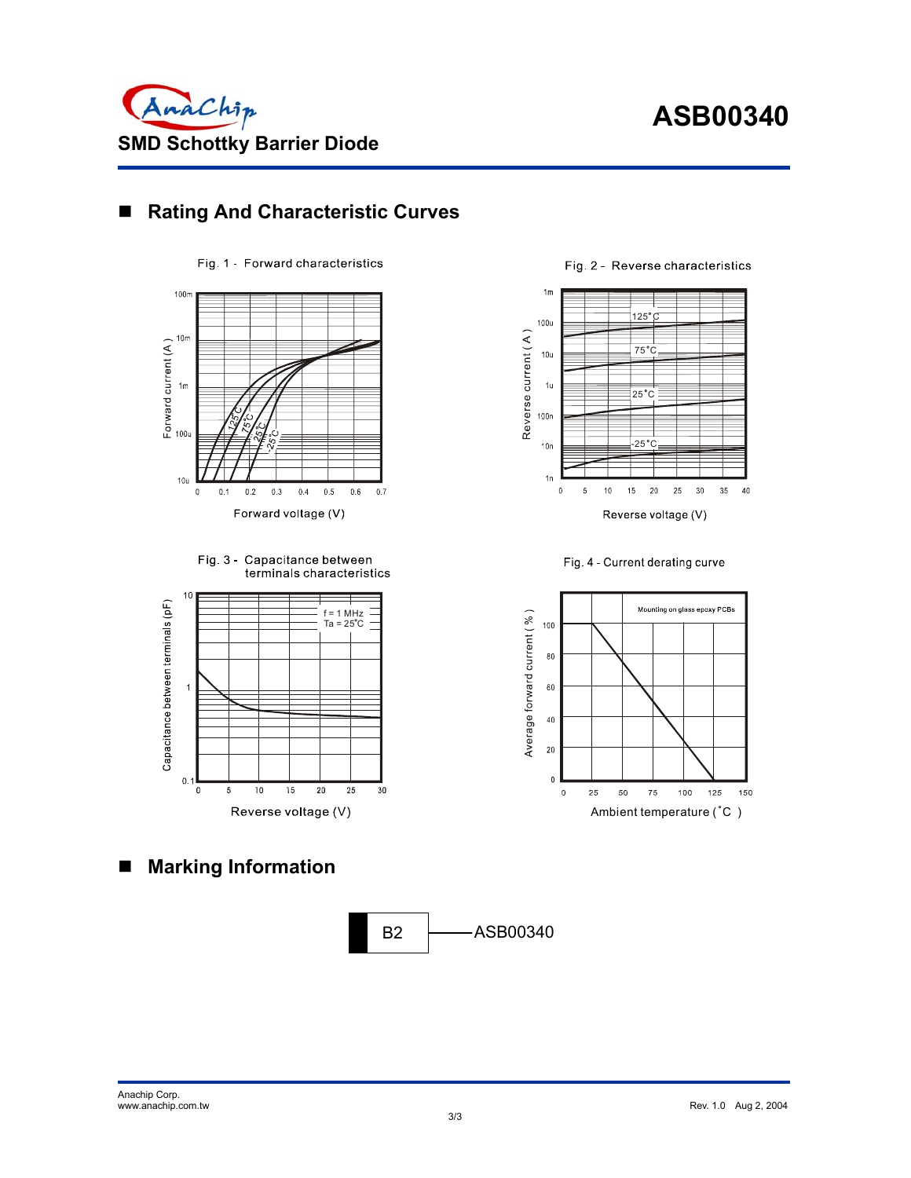# ASB00340

SMD Schottky Barrier Diode

## Rating And Characteristic Curves

Fig. 1 - Forward characteristics

Forward current (A)

100m
10m
1m
100u
10u

125°C
75°C
25°C
-25°C

0 0.1 0.2 0.3 0.4 0.5 0.6 0.7

Forward voltage (V)

Fig. 2 - Reverse characteristics

Reverse current (A)

1m
100u
10u
1u
100n
10n
1n

125°C
75°C
25°C
-25°C

0 5 10 15 20 25 30 35 40

Reverse voltage (V)

Fig. 3 - Capacitance between terminals characteristics

Capacitance between terminals (pF)

10
1
0.1

f = 1 MHz
Ta = 25°C

0 5 10 15 20 25 30

Reverse voltage (V)

Fig. 4 - Current derating curve

Average forward current (%)

100
80
60
40
20
0

Mounting on glass epoxy PCBs

0 25 50 75 100 125 150

Ambient temperature (°C)

## Marking Information

B2 —— ASB00340

Anachip Corp.
www.anachip.com.tw

Rev. 1.0 Aug 2, 2004